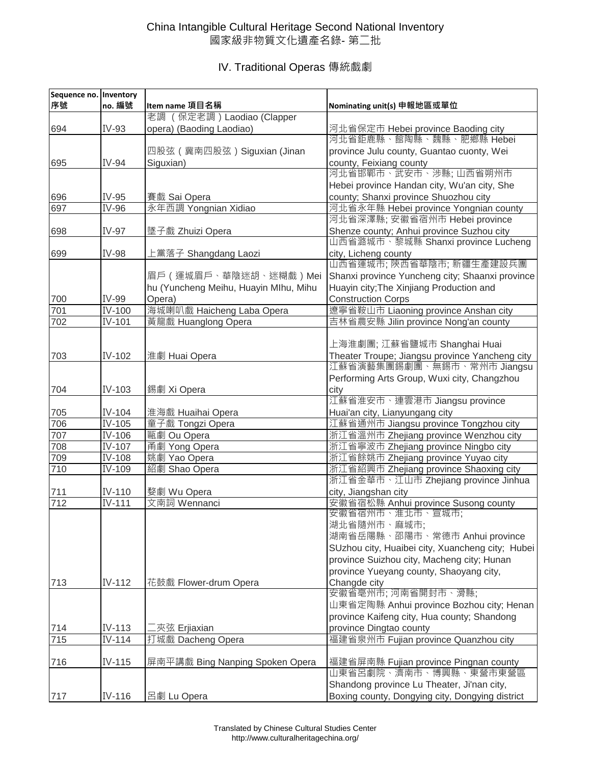# China Intangible Cultural Heritage Second National Inventory
# 國家級非物質文化遺產名錄- 第二批

## IV. Traditional Operas 傳統戲劇

| Sequence no. 序號 | Inventory no. 編號 | Item name 項目名稱 | Nominating unit(s) 申報地區或單位 |
|---|---|---|---|
| 694 | IV-93 | 老調（保定老調）Laodiao (Clapper opera) (Baoding Laodiao) | 河北省保定市 Hebei province Baoding city |
| 695 | IV-94 | 四股弦（冀南四股弦）Siguxian (Jinan Siguxian) | 河北省鉅鹿縣、館陶縣、魏縣、肥鄉縣 Hebei province Julu county, Guantao cuonty, Wei county, Feixiang county |
| 696 | IV-95 | 賽戲 Sai Opera | 河北省邯鄲市、武安市、涉縣; 山西省朔州市 Hebei province Handan city, Wu'an city, She county; Shanxi province Shuozhou city |
| 697 | IV-96 | 永年西調 Yongnian Xidiao | 河北省永年縣 Hebei province Yongnian county |
| 698 | IV-97 | 墜子戲 Zhuizi Opera | 河北省深澤縣; 安徽省宿州市 Hebei province Shenze county; Anhui province Suzhou city |
| 699 | IV-98 | 上黨落子 Shangdang Laozi | 山西省潞城市、黎城縣 Shanxi province Lucheng city, Licheng county |
| 700 | IV-99 | 眉戶（運城眉戶、華陰迷胡、迷糊戲）Meihu (Yuncheng Meihu, Huayin MIhu, Mihu Opera) | 山西省運城市; 陝西省華陰市; 新疆生產建設兵團 Shanxi province Yuncheng city; Shaanxi province Huayin city;The Xinjiang Production and Construction Corps |
| 701 | IV-100 | 海城喇叭戲 Haicheng Laba Opera | 遼寧省鞍山市 Liaoning province Anshan city |
| 702 | IV-101 | 黃龍戲 Huanglong Opera | 吉林省農安縣 Jilin province Nong'an county |
| 703 | IV-102 | 淮劇 Huai Opera | 上海淮劇團; 江蘇省鹽城市 Shanghai Huai Theater Troupe; Jiangsu province Yancheng city |
| 704 | IV-103 | 錫劇 Xi Opera | 江蘇省演藝集團錫劇團、無錫市、常州市 Jiangsu Performing Arts Group, Wuxi city, Changzhou city |
| 705 | IV-104 | 淮海戲 Huaihai Opera | 江蘇省淮安市、連雲港市 Jiangsu province Huai'an city, Lianyungang city |
| 706 | IV-105 | 童子戲 Tongzi Opera | 江蘇省通州市 Jiangsu province Tongzhou city |
| 707 | IV-106 | 甌劇 Ou Opera | 浙江省溫州市 Zhejiang province Wenzhou city |
| 708 | IV-107 | 甬劇 Yong Opera | 浙江省寧波市 Zhejiang province Ningbo city |
| 709 | IV-108 | 姚劇 Yao Opera | 浙江省餘姚市 Zhejiang province Yuyao city |
| 710 | IV-109 | 紹劇 Shao Opera | 浙江省紹興市 Zhejiang province Shaoxing city |
| 711 | IV-110 | 婺劇 Wu Opera | 浙江省金華市、江山市 Zhejiang province Jinhua city, Jiangshan city |
| 712 | IV-111 | 文南詞 Wennanci | 安徽省宿松縣 Anhui province Susong county |
| 713 | IV-112 | 花鼓戲 Flower-drum Opera | 安徽省宿州市、淮北市、宣城市; 湖北省隨州市、麻城市; 湖南省岳陽縣、邵陽市、常德市 Anhui province SUzhou city, Huaibei city, Xuancheng city; Hubei province Suizhou city, Macheng city; Hunan province Yueyang county, Shaoyang city, Changde city |
| 714 | IV-113 | 二夾弦 Erjiaxian | 安徽省亳州市; 河南省開封市、滑縣; 山東省定陶縣 Anhui province Bozhou city; Henan province Kaifeng city, Hua county; Shandong province Dingtao county |
| 715 | IV-114 | 打城戲 Dacheng Opera | 福建省泉州市 Fujian province Quanzhou city |
| 716 | IV-115 | 屏南平講戲 Bing Nanping Spoken Opera | 福建省屏南縣 Fujian province Pingnan county |
| 717 | IV-116 | 呂劇 Lu Opera | 山東省呂劇院、濟南市、博興縣、東營市東營區 Shandong province Lu Theater, Ji'nan city, Boxing county, Dongying city, Dongying district |

Translated by Chinese Cultural Studies Center
http://www.culturalheritagechina.org/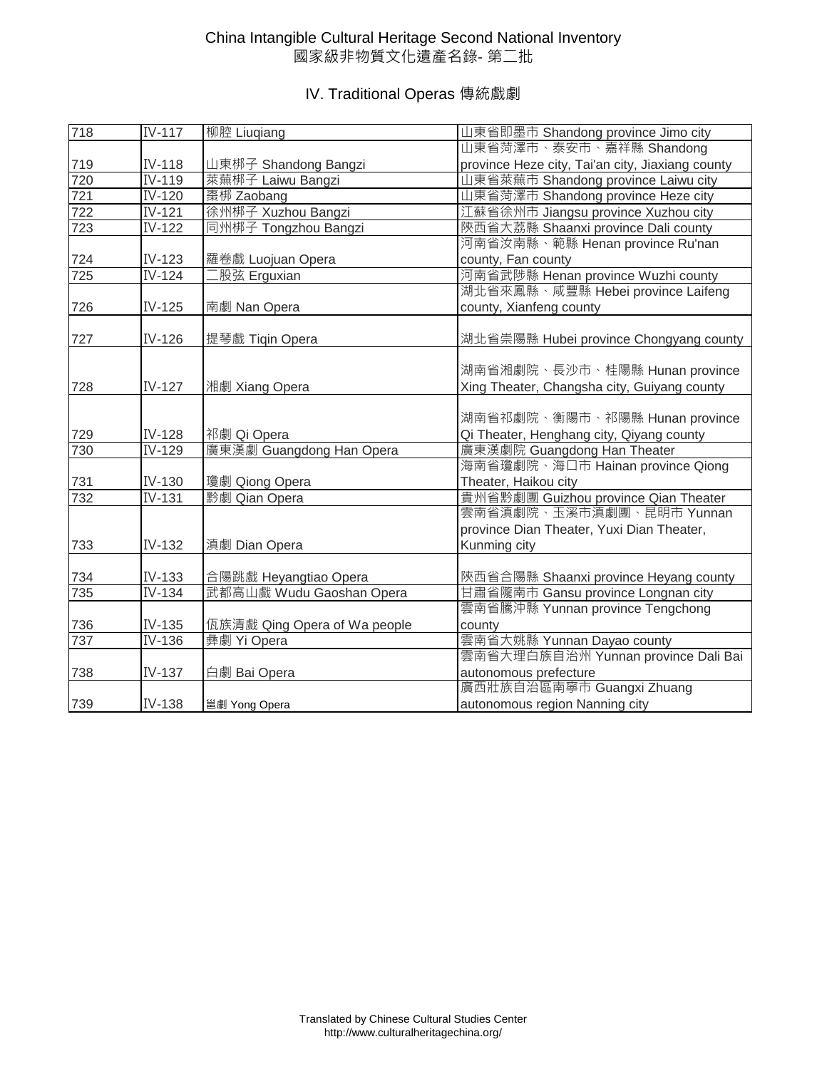# China Intangible Cultural Heritage Second National Inventory
# 國家級非物質文化遺產名錄- 第二批

## IV. Traditional Operas 傳統戲劇

| | | | |
|---|---|---|---|
| 718 | IV-117 | 柳腔 Liuqiang | 山東省即墨市 Shandong province Jimo city |
| 719 | IV-118 | 山東梆子 Shandong Bangzi | 山東省菏澤市、泰安市、嘉祥縣 Shandong province Heze city, Tai'an city, Jiaxiang county |
| 720 | IV-119 | 萊蕪梆子 Laiwu Bangzi | 山東省萊蕪市 Shandong province Laiwu city |
| 721 | IV-120 | 棗梆 Zaobang | 山東省菏澤市 Shandong province Heze city |
| 722 | IV-121 | 徐州梆子 Xuzhou Bangzi | 江蘇省徐州市 Jiangsu province Xuzhou city |
| 723 | IV-122 | 同州梆子 Tongzhou Bangzi | 陝西省大荔縣 Shaanxi province Dali county |
| 724 | IV-123 | 羅卷戲 Luojuan Opera | 河南省汝南縣、範縣 Henan province Ru'nan county, Fan county |
| 725 | IV-124 | 二股弦 Erguxian | 河南省武陟縣 Henan province Wuzhi county |
| 726 | IV-125 | 南劇 Nan Opera | 湖北省來鳳縣、咸豐縣 Hebei province Laifeng county, Xianfeng county |
| 727 | IV-126 | 提琴戲 Tiqin Opera | 湖北省崇陽縣 Hubei province Chongyang county |
| 728 | IV-127 | 湘劇 Xiang Opera | 湖南省湘劇院、長沙市、桂陽縣 Hunan province Xing Theater, Changsha city, Guiyang county |
| 729 | IV-128 | 祁劇 Qi Opera | 湖南省祁劇院、衡陽市、祁陽縣 Hunan province Qi Theater, Henghang city, Qiyang county |
| 730 | IV-129 | 廣東漢劇 Guangdong Han Opera | 廣東漢劇院 Guangdong Han Theater |
| 731 | IV-130 | 瓊劇 Qiong Opera | 海南省瓊劇院、海口市 Hainan province Qiong Theater, Haikou city |
| 732 | IV-131 | 黔劇 Qian Opera | 貴州省黔劇團 Guizhou province Qian Theater |
| 733 | IV-132 | 滇劇 Dian Opera | 雲南省滇劇院、玉溪市滇劇團、昆明市 Yunnan province Dian Theater, Yuxi Dian Theater, Kunming city |
| 734 | IV-133 | 合陽跳戲 Heyangtiao Opera | 陝西省合陽縣 Shaanxi province Heyang county |
| 735 | IV-134 | 武都高山戲 Wudu Gaoshan Opera | 甘肅省隴南市 Gansu province Longnan city |
| 736 | IV-135 | 佤族清戲 Qing Opera of Wa people | 雲南省騰沖縣 Yunnan province Tengchong county |
| 737 | IV-136 | 彝劇 Yi Opera | 雲南省大姚縣 Yunnan Dayao county |
| 738 | IV-137 | 白劇 Bai Opera | 雲南省大理白族自治州 Yunnan province Dali Bai autonomous prefecture |
| 739 | IV-138 | 邕劇 Yong Opera | 廣西壯族自治區南寧市 Guangxi Zhuang autonomous region Nanning city |

Translated by Chinese Cultural Studies Center
http://www.culturalheritagechina.org/